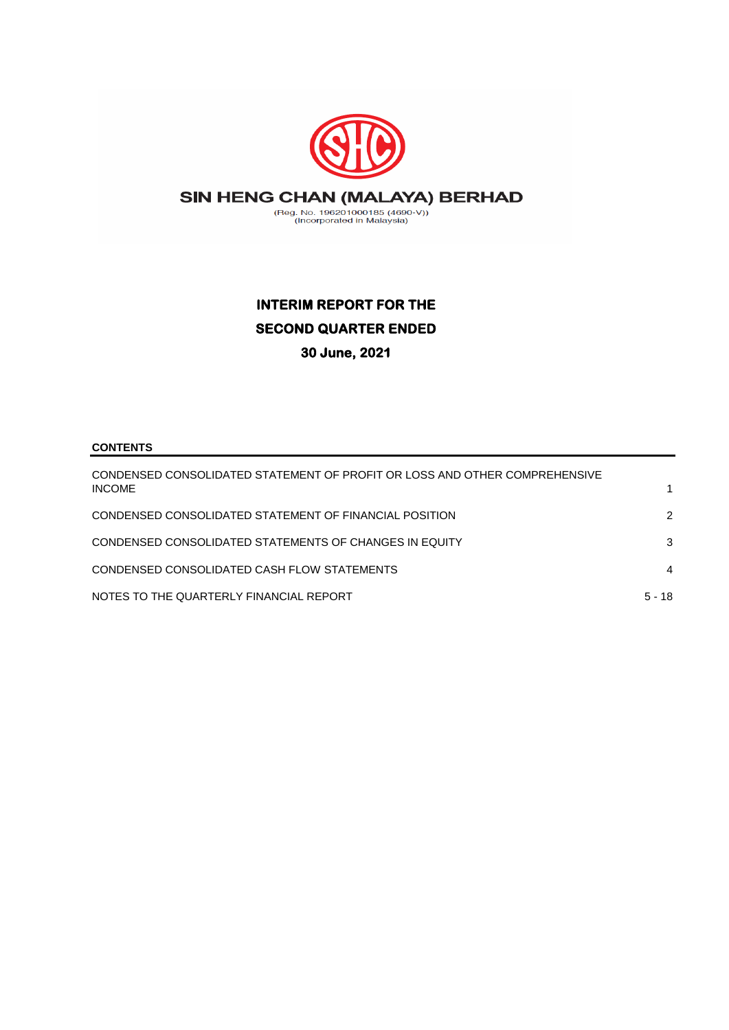# SIN HENG CHAN (MALAYA) BERHAD

(Reg. No. 196201000185 (4690-V))
(Incorporated in Malaysia)

## INTERIM REPORT FOR THE SECOND QUARTER ENDED 30 June, 2021

**CONTENTS**

| | |
|---|---|
| CONDENSED CONSOLIDATED STATEMENT OF PROFIT OR LOSS AND OTHER COMPREHENSIVE INCOME | 1 |
| CONDENSED CONSOLIDATED STATEMENT OF FINANCIAL POSITION | 2 |
| CONDENSED CONSOLIDATED STATEMENTS OF CHANGES IN EQUITY | 3 |
| CONDENSED CONSOLIDATED CASH FLOW STATEMENTS | 4 |
| NOTES TO THE QUARTERLY FINANCIAL REPORT | 5 - 18 |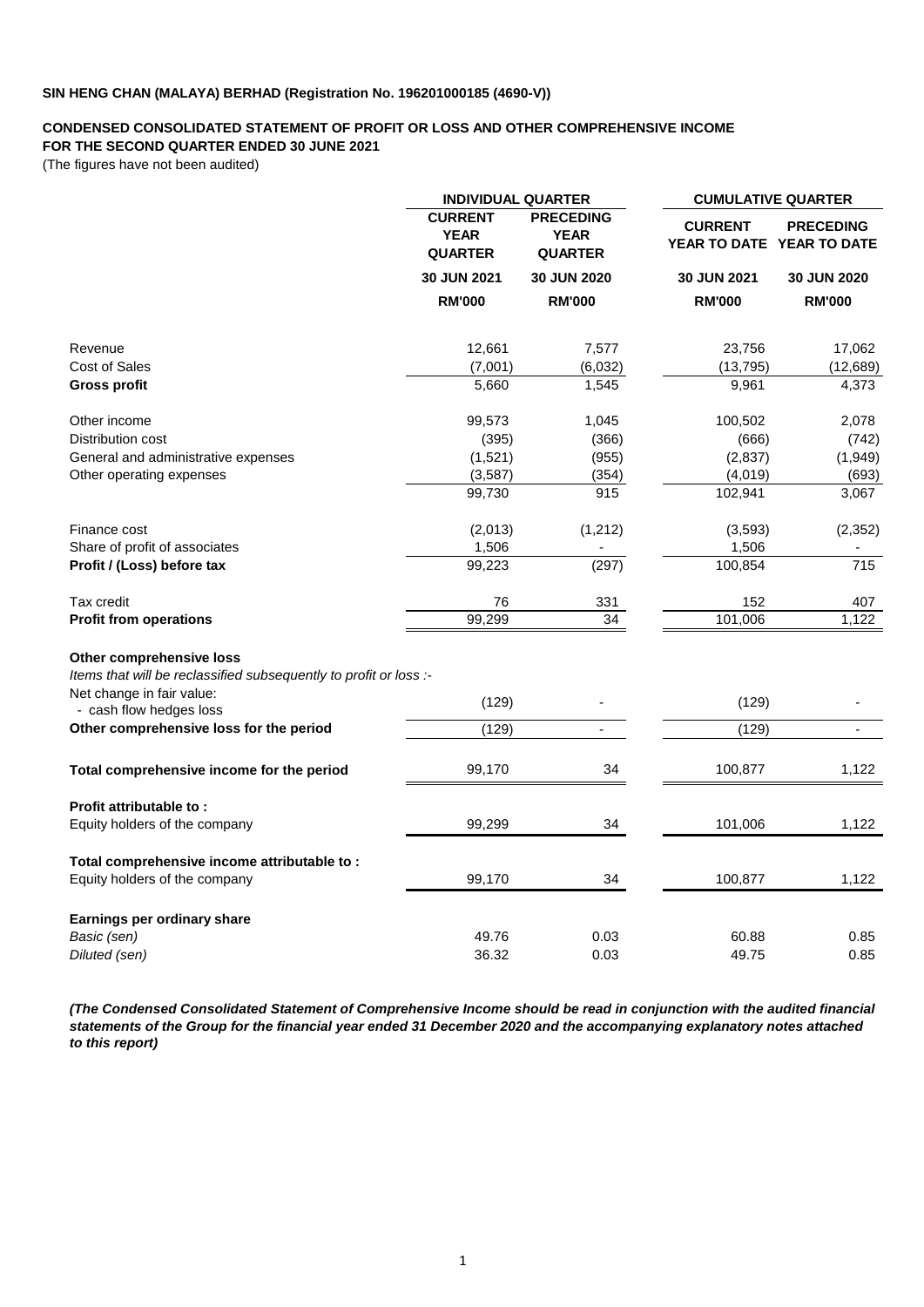**SIN HENG CHAN (MALAYA) BERHAD (Registration No. 196201000185 (4690-V))**

**CONDENSED CONSOLIDATED STATEMENT OF PROFIT OR LOSS AND OTHER COMPREHENSIVE INCOME**
**FOR THE SECOND QUARTER ENDED 30 JUNE 2021**
(The figures have not been audited)

| | INDIVIDUAL QUARTER | | CUMULATIVE QUARTER | |
|---|---|---|---|---|
| | CURRENT YEAR QUARTER | PRECEDING YEAR QUARTER | CURRENT YEAR TO DATE | PRECEDING YEAR TO DATE |
| | 30 JUN 2021 | 30 JUN 2020 | 30 JUN 2021 | 30 JUN 2020 |
| | RM'000 | RM'000 | RM'000 | RM'000 |
| Revenue | 12,661 | 7,577 | 23,756 | 17,062 |
| Cost of Sales | (7,001) | (6,032) | (13,795) | (12,689) |
| **Gross profit** | 5,660 | 1,545 | 9,961 | 4,373 |
| Other income | 99,573 | 1,045 | 100,502 | 2,078 |
| Distribution cost | (395) | (366) | (666) | (742) |
| General and administrative expenses | (1,521) | (955) | (2,837) | (1,949) |
| Other operating expenses | (3,587) | (354) | (4,019) | (693) |
| | 99,730 | 915 | 102,941 | 3,067 |
| Finance cost | (2,013) | (1,212) | (3,593) | (2,352) |
| Share of profit of associates | 1,506 | - | 1,506 | - |
| **Profit / (Loss) before tax** | 99,223 | (297) | 100,854 | 715 |
| Tax credit | 76 | 331 | 152 | 407 |
| **Profit from operations** | 99,299 | 34 | 101,006 | 1,122 |
| **Other comprehensive loss** | | | | |
| *Items that will be reclassified subsequently to profit or loss :-* | | | | |
| Net change in fair value: - cash flow hedges loss | (129) | - | (129) | - |
| **Other comprehensive loss for the period** | (129) | - | (129) | - |
| **Total comprehensive income for the period** | 99,170 | 34 | 100,877 | 1,122 |
| **Profit attributable to :** | | | | |
| Equity holders of the company | 99,299 | 34 | 101,006 | 1,122 |
| **Total comprehensive income attributable to :** | | | | |
| Equity holders of the company | 99,170 | 34 | 100,877 | 1,122 |
| **Earnings per ordinary share** | | | | |
| *Basic (sen)* | 49.76 | 0.03 | 60.88 | 0.85 |
| *Diluted (sen)* | 36.32 | 0.03 | 49.75 | 0.85 |

***(The Condensed Consolidated Statement of Comprehensive Income should be read in conjunction with the audited financial statements of the Group for the financial year ended 31 December 2020 and the accompanying explanatory notes attached to this report)***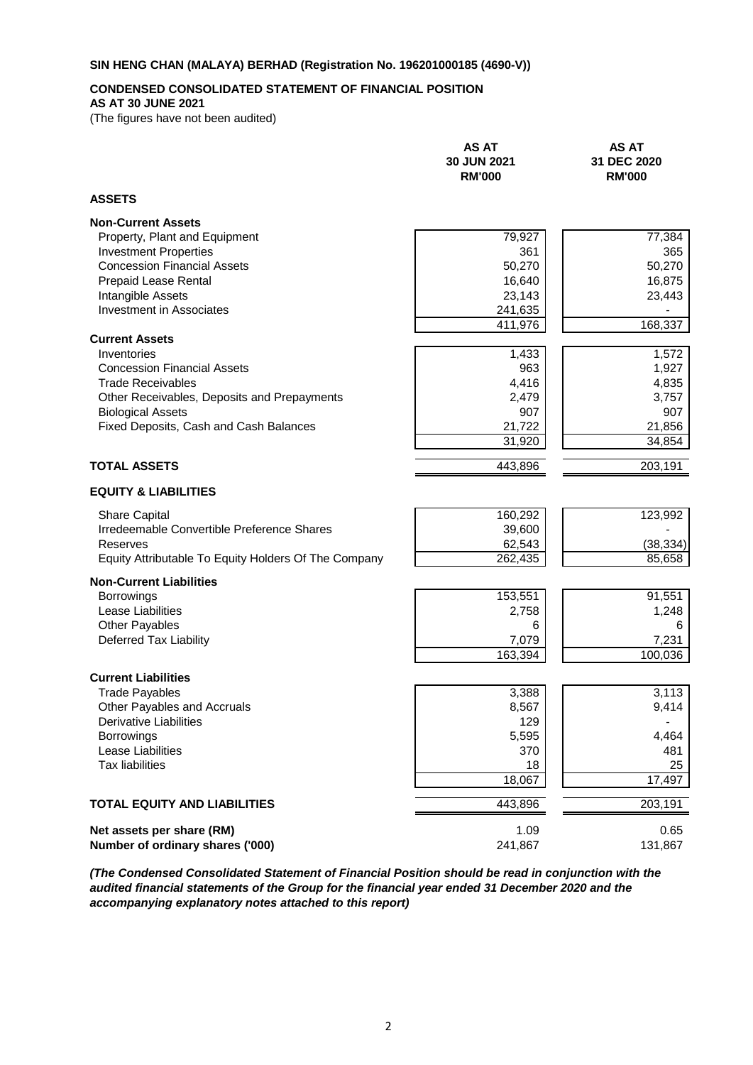**SIN HENG CHAN (MALAYA) BERHAD (Registration No. 196201000185 (4690-V))**

**CONDENSED CONSOLIDATED STATEMENT OF FINANCIAL POSITION**
**AS AT 30 JUNE 2021**
(The figures have not been audited)

| | AS AT 30 JUN 2021 RM'000 | AS AT 31 DEC 2020 RM'000 |
|---|---|---|
| **ASSETS** | | |
| **Non-Current Assets** | | |
| Property, Plant and Equipment | 79,927 | 77,384 |
| Investment Properties | 361 | 365 |
| Concession Financial Assets | 50,270 | 50,270 |
| Prepaid Lease Rental | 16,640 | 16,875 |
| Intangible Assets | 23,143 | 23,443 |
| Investment in Associates | 241,635 | - |
| | 411,976 | 168,337 |
| **Current Assets** | | |
| Inventories | 1,433 | 1,572 |
| Concession Financial Assets | 963 | 1,927 |
| Trade Receivables | 4,416 | 4,835 |
| Other Receivables, Deposits and Prepayments | 2,479 | 3,757 |
| Biological Assets | 907 | 907 |
| Fixed Deposits, Cash and Cash Balances | 21,722 | 21,856 |
| | 31,920 | 34,854 |
| **TOTAL ASSETS** | 443,896 | 203,191 |
| **EQUITY & LIABILITIES** | | |
| Share Capital | 160,292 | 123,992 |
| Irredeemable Convertible Preference Shares | 39,600 | - |
| Reserves | 62,543 | (38,334) |
| Equity Attributable To Equity Holders Of The Company | 262,435 | 85,658 |
| **Non-Current Liabilities** | | |
| Borrowings | 153,551 | 91,551 |
| Lease Liabilities | 2,758 | 1,248 |
| Other Payables | 6 | 6 |
| Deferred Tax Liability | 7,079 | 7,231 |
| | 163,394 | 100,036 |
| **Current Liabilities** | | |
| Trade Payables | 3,388 | 3,113 |
| Other Payables and Accruals | 8,567 | 9,414 |
| Derivative Liabilities | 129 | - |
| Borrowings | 5,595 | 4,464 |
| Lease Liabilities | 370 | 481 |
| Tax liabilities | 18 | 25 |
| | 18,067 | 17,497 |
| **TOTAL EQUITY AND LIABILITIES** | 443,896 | 203,191 |
| **Net assets per share (RM)** | 1.09 | 0.65 |
| **Number of ordinary shares ('000)** | 241,867 | 131,867 |

***(The Condensed Consolidated Statement of Financial Position should be read in conjunction with the audited financial statements of the Group for the financial year ended 31 December 2020 and the accompanying explanatory notes attached to this report)***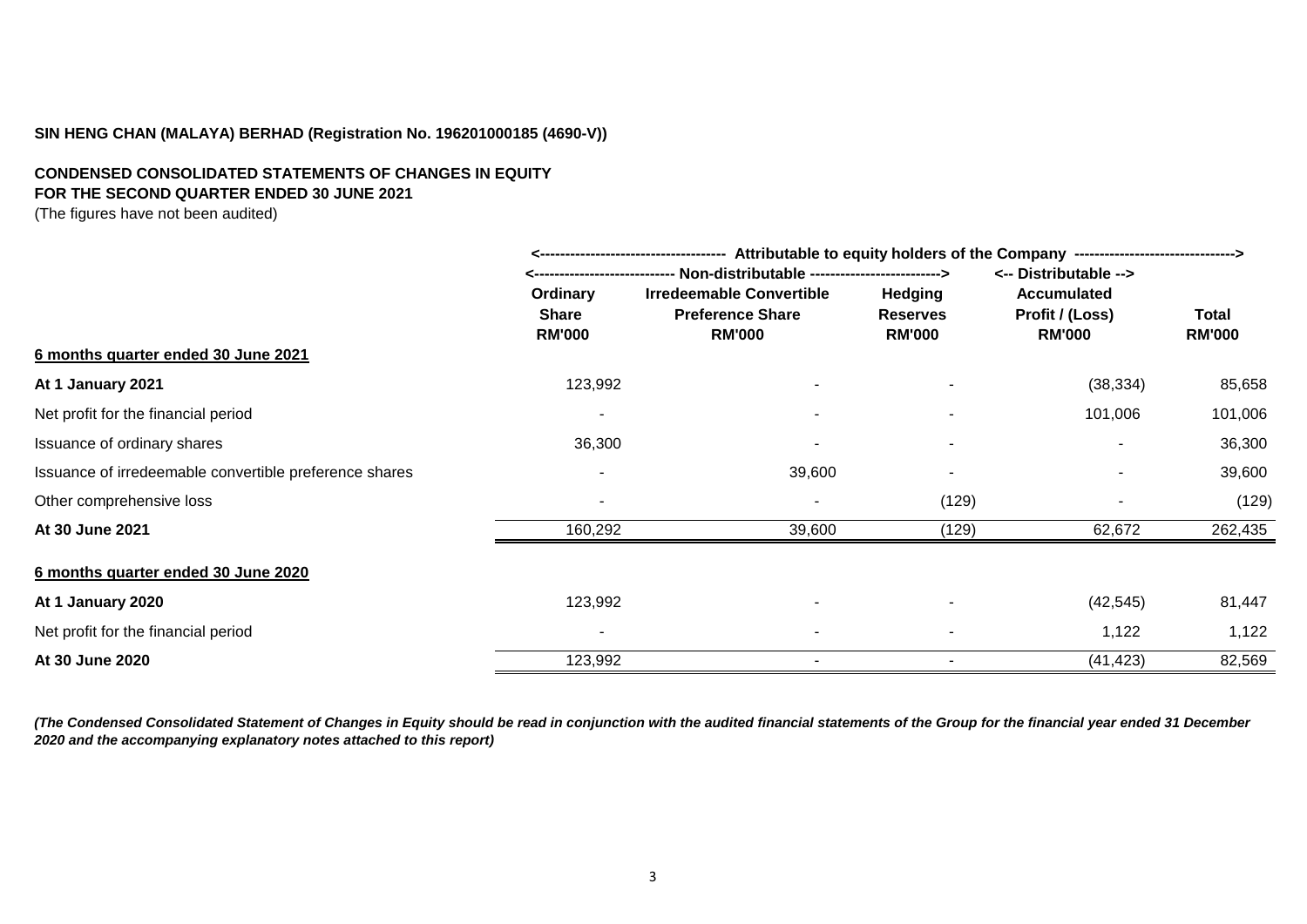**SIN HENG CHAN (MALAYA) BERHAD (Registration No. 196201000185 (4690-V))**

**CONDENSED CONSOLIDATED STATEMENTS OF CHANGES IN EQUITY**
**FOR THE SECOND QUARTER ENDED 30 JUNE 2021**
(The figures have not been audited)

| | <---------- Attributable to equity holders of the Company ----------> | | | | |
|---|---|---|---|---|---|
| | <---------- Non-distributable ----------> | | | <-- Distributable --> | |
| | **Ordinary Share RM'000** | **Irredeemable Convertible Preference Share RM'000** | **Hedging Reserves RM'000** | **Accumulated Profit / (Loss) RM'000** | **Total RM'000** |
| **6 months quarter ended 30 June 2021** | | | | | |
| **At 1 January 2021** | 123,992 | - | - | (38,334) | 85,658 |
| Net profit for the financial period | - | - | - | 101,006 | 101,006 |
| Issuance of ordinary shares | 36,300 | - | - | - | 36,300 |
| Issuance of irredeemable convertible preference shares | - | 39,600 | - | - | 39,600 |
| Other comprehensive loss | - | - | (129) | - | (129) |
| **At 30 June 2021** | 160,292 | 39,600 | (129) | 62,672 | 262,435 |
| **6 months quarter ended 30 June 2020** | | | | | |
| **At 1 January 2020** | 123,992 | - | - | (42,545) | 81,447 |
| Net profit for the financial period | - | - | - | 1,122 | 1,122 |
| **At 30 June 2020** | 123,992 | - | - | (41,423) | 82,569 |

***(The Condensed Consolidated Statement of Changes in Equity should be read in conjunction with the audited financial statements of the Group for the financial year ended 31 December 2020 and the accompanying explanatory notes attached to this report)***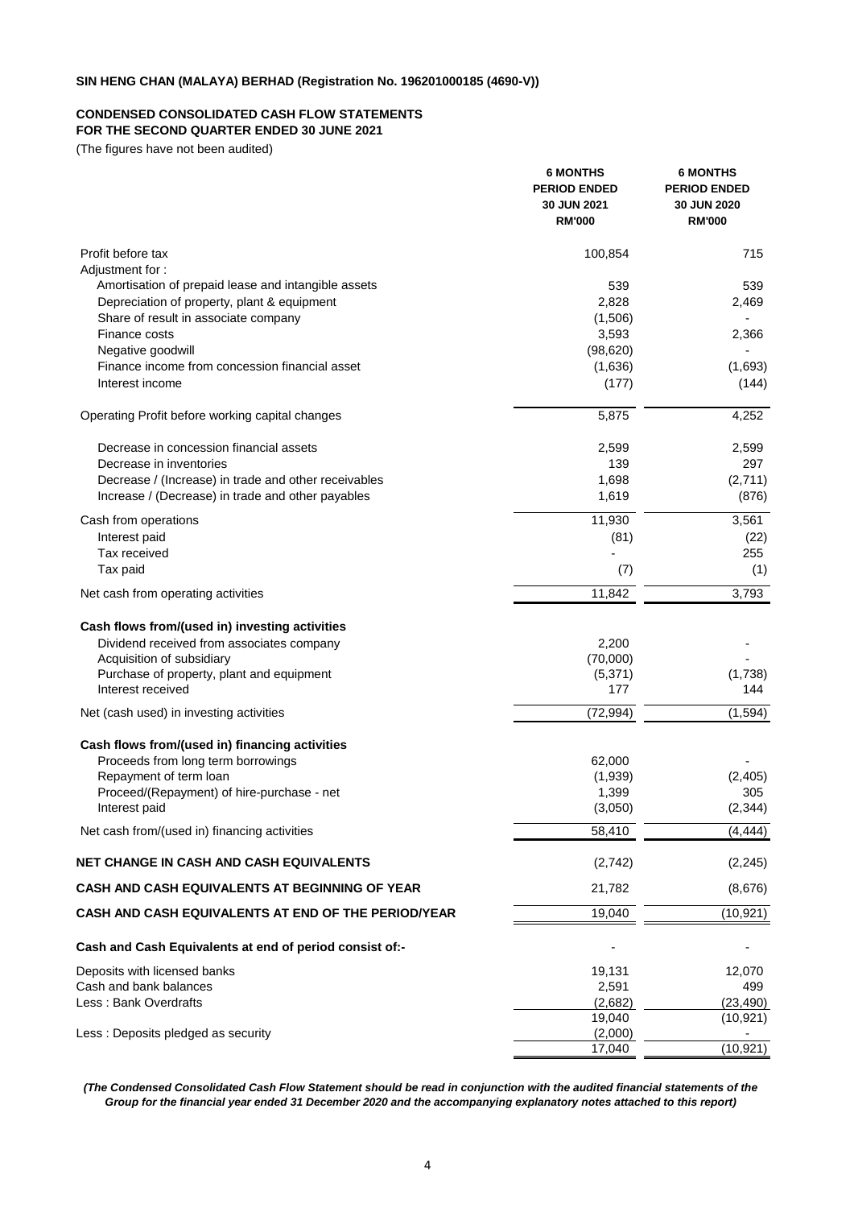**SIN HENG CHAN (MALAYA) BERHAD (Registration No. 196201000185 (4690-V))**

**CONDENSED CONSOLIDATED CASH FLOW STATEMENTS**
**FOR THE SECOND QUARTER ENDED 30 JUNE 2021**

(The figures have not been audited)

| | 6 MONTHS PERIOD ENDED 30 JUN 2021 RM'000 | 6 MONTHS PERIOD ENDED 30 JUN 2020 RM'000 |
|---|---|---|
| Profit before tax | 100,854 | 715 |
| Adjustment for : | | |
| Amortisation of prepaid lease and intangible assets | 539 | 539 |
| Depreciation of property, plant & equipment | 2,828 | 2,469 |
| Share of result in associate company | (1,506) | - |
| Finance costs | 3,593 | 2,366 |
| Negative goodwill | (98,620) | - |
| Finance income from concession financial asset | (1,636) | (1,693) |
| Interest income | (177) | (144) |
| Operating Profit before working capital changes | 5,875 | 4,252 |
| Decrease in concession financial assets | 2,599 | 2,599 |
| Decrease in inventories | 139 | 297 |
| Decrease / (Increase) in trade and other receivables | 1,698 | (2,711) |
| Increase / (Decrease) in trade and other payables | 1,619 | (876) |
| Cash from operations | 11,930 | 3,561 |
| Interest paid | (81) | (22) |
| Tax received | - | 255 |
| Tax paid | (7) | (1) |
| Net cash from operating activities | 11,842 | 3,793 |
| **Cash flows from/(used in) investing activities** | | |
| Dividend received from associates company | 2,200 | - |
| Acquisition of subsidiary | (70,000) | - |
| Purchase of property, plant and equipment | (5,371) | (1,738) |
| Interest received | 177 | 144 |
| Net (cash used) in investing activities | (72,994) | (1,594) |
| **Cash flows from/(used in) financing activities** | | |
| Proceeds from long term borrowings | 62,000 | - |
| Repayment of term loan | (1,939) | (2,405) |
| Proceed/(Repayment) of hire-purchase - net | 1,399 | 305 |
| Interest paid | (3,050) | (2,344) |
| Net cash from/(used in) financing activities | 58,410 | (4,444) |
| **NET CHANGE IN CASH AND CASH EQUIVALENTS** | (2,742) | (2,245) |
| **CASH AND CASH EQUIVALENTS AT BEGINNING OF YEAR** | 21,782 | (8,676) |
| **CASH AND CASH EQUIVALENTS AT END OF THE PERIOD/YEAR** | 19,040 | (10,921) |
| **Cash and Cash Equivalents at end of period consist of:-** | - | - |
| Deposits with licensed banks | 19,131 | 12,070 |
| Cash and bank balances | 2,591 | 499 |
| Less : Bank Overdrafts | (2,682) | (23,490) |
| | 19,040 | (10,921) |
| Less : Deposits pledged as security | (2,000) | - |
| | 17,040 | (10,921) |

***(The Condensed Consolidated Cash Flow Statement should be read in conjunction with the audited financial statements of the Group for the financial year ended 31 December 2020 and the accompanying explanatory notes attached to this report)***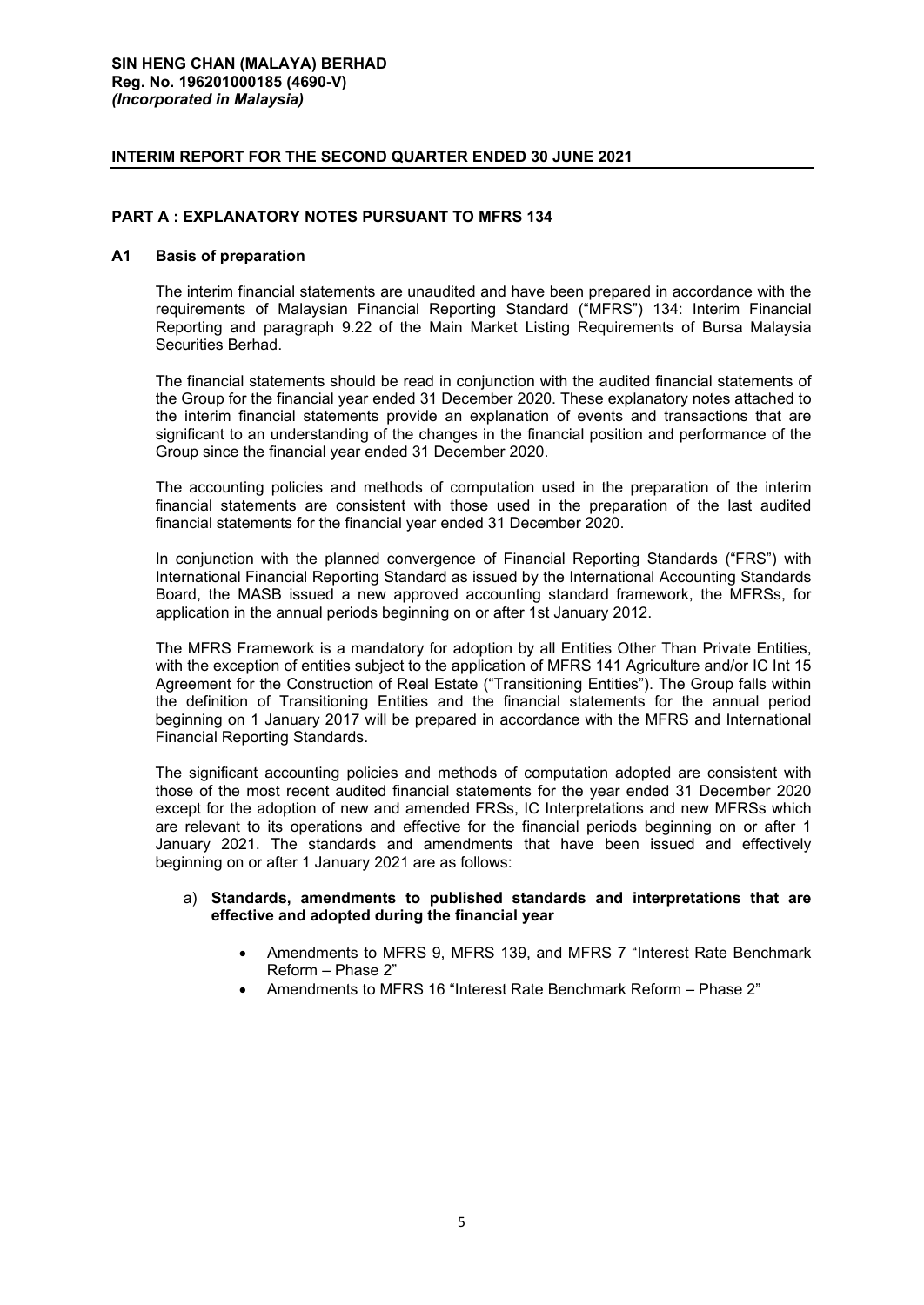**SIN HENG CHAN (MALAYA) BERHAD**
**Reg. No. 196201000185 (4690-V)**
***(Incorporated in Malaysia)***

**INTERIM REPORT FOR THE SECOND QUARTER ENDED 30 JUNE 2021**

## PART A : EXPLANATORY NOTES PURSUANT TO MFRS 134

### A1 Basis of preparation

The interim financial statements are unaudited and have been prepared in accordance with the requirements of Malaysian Financial Reporting Standard ("MFRS") 134: Interim Financial Reporting and paragraph 9.22 of the Main Market Listing Requirements of Bursa Malaysia Securities Berhad.

The financial statements should be read in conjunction with the audited financial statements of the Group for the financial year ended 31 December 2020. These explanatory notes attached to the interim financial statements provide an explanation of events and transactions that are significant to an understanding of the changes in the financial position and performance of the Group since the financial year ended 31 December 2020.

The accounting policies and methods of computation used in the preparation of the interim financial statements are consistent with those used in the preparation of the last audited financial statements for the financial year ended 31 December 2020.

In conjunction with the planned convergence of Financial Reporting Standards ("FRS") with International Financial Reporting Standard as issued by the International Accounting Standards Board, the MASB issued a new approved accounting standard framework, the MFRSs, for application in the annual periods beginning on or after 1st January 2012.

The MFRS Framework is a mandatory for adoption by all Entities Other Than Private Entities, with the exception of entities subject to the application of MFRS 141 Agriculture and/or IC Int 15 Agreement for the Construction of Real Estate ("Transitioning Entities"). The Group falls within the definition of Transitioning Entities and the financial statements for the annual period beginning on 1 January 2017 will be prepared in accordance with the MFRS and International Financial Reporting Standards.

The significant accounting policies and methods of computation adopted are consistent with those of the most recent audited financial statements for the year ended 31 December 2020 except for the adoption of new and amended FRSs, IC Interpretations and new MFRSs which are relevant to its operations and effective for the financial periods beginning on or after 1 January 2021. The standards and amendments that have been issued and effectively beginning on or after 1 January 2021 are as follows:

a) **Standards, amendments to published standards and interpretations that are effective and adopted during the financial year**

- Amendments to MFRS 9, MFRS 139, and MFRS 7 "Interest Rate Benchmark Reform – Phase 2"
- Amendments to MFRS 16 "Interest Rate Benchmark Reform – Phase 2"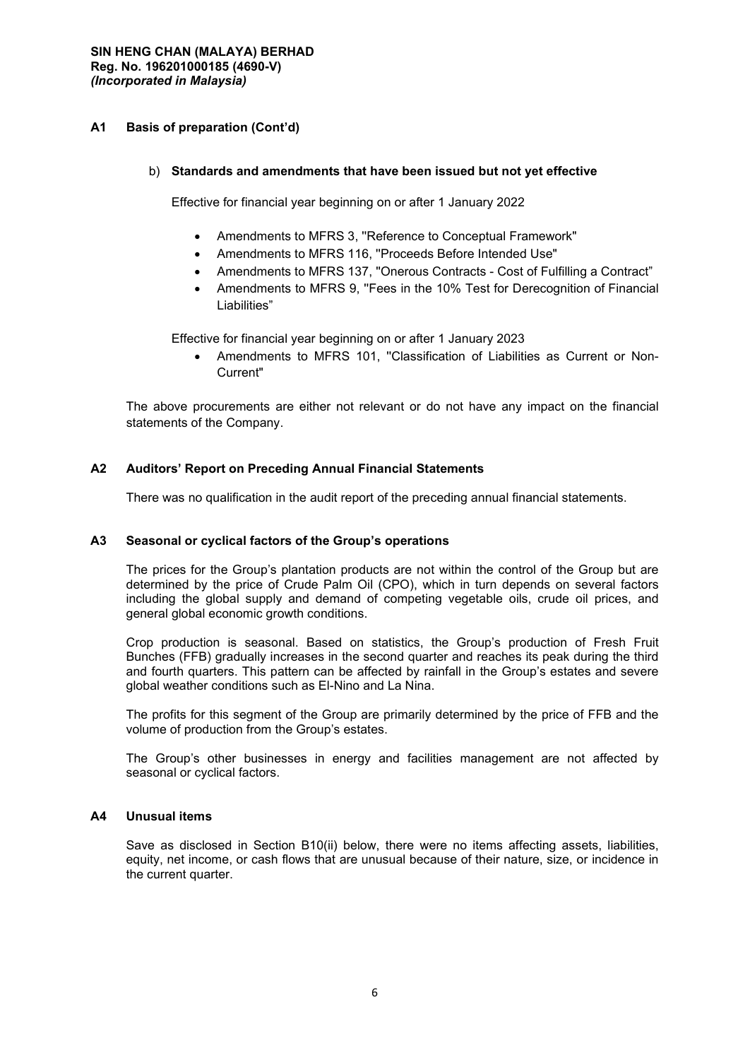## A1 Basis of preparation (Cont'd)

b) **Standards and amendments that have been issued but not yet effective**

Effective for financial year beginning on or after 1 January 2022

- Amendments to MFRS 3, ''Reference to Conceptual Framework''
- Amendments to MFRS 116, ''Proceeds Before Intended Use''
- Amendments to MFRS 137, ''Onerous Contracts - Cost of Fulfilling a Contract"
- Amendments to MFRS 9, ''Fees in the 10% Test for Derecognition of Financial Liabilities"

Effective for financial year beginning on or after 1 January 2023

- Amendments to MFRS 101, ''Classification of Liabilities as Current or Non-Current''

The above procurements are either not relevant or do not have any impact on the financial statements of the Company.

## A2 Auditors' Report on Preceding Annual Financial Statements

There was no qualification in the audit report of the preceding annual financial statements.

## A3 Seasonal or cyclical factors of the Group's operations

The prices for the Group's plantation products are not within the control of the Group but are determined by the price of Crude Palm Oil (CPO), which in turn depends on several factors including the global supply and demand of competing vegetable oils, crude oil prices, and general global economic growth conditions.

Crop production is seasonal. Based on statistics, the Group's production of Fresh Fruit Bunches (FFB) gradually increases in the second quarter and reaches its peak during the third and fourth quarters. This pattern can be affected by rainfall in the Group's estates and severe global weather conditions such as El-Nino and La Nina.

The profits for this segment of the Group are primarily determined by the price of FFB and the volume of production from the Group's estates.

The Group's other businesses in energy and facilities management are not affected by seasonal or cyclical factors.

## A4 Unusual items

Save as disclosed in Section B10(ii) below, there were no items affecting assets, liabilities, equity, net income, or cash flows that are unusual because of their nature, size, or incidence in the current quarter.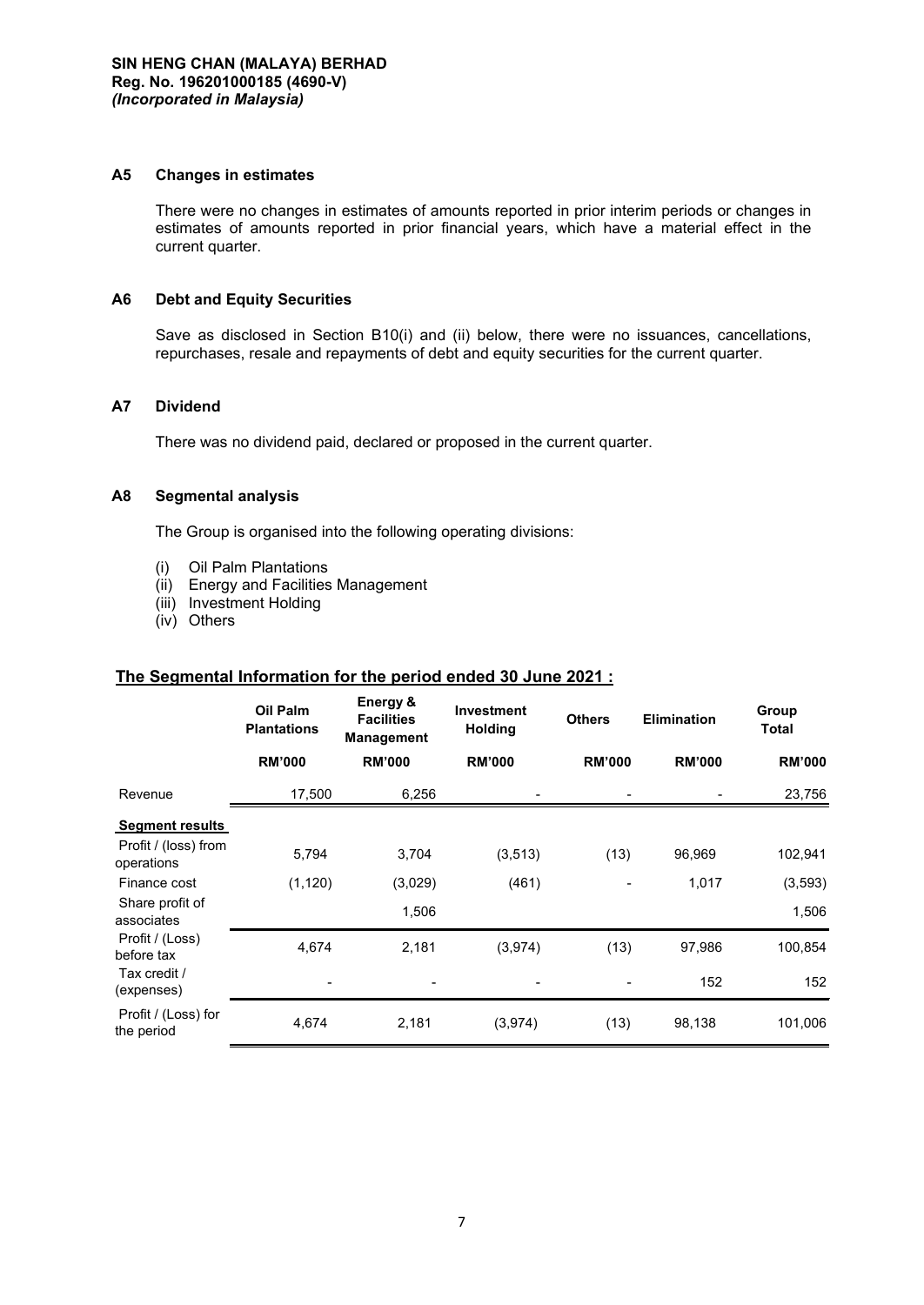**SIN HENG CHAN (MALAYA) BERHAD**
**Reg. No. 196201000185 (4690-V)**
***(Incorporated in Malaysia)***

## A5 Changes in estimates

There were no changes in estimates of amounts reported in prior interim periods or changes in estimates of amounts reported in prior financial years, which have a material effect in the current quarter.

## A6 Debt and Equity Securities

Save as disclosed in Section B10(i) and (ii) below, there were no issuances, cancellations, repurchases, resale and repayments of debt and equity securities for the current quarter.

## A7 Dividend

There was no dividend paid, declared or proposed in the current quarter.

## A8 Segmental analysis

The Group is organised into the following operating divisions:

(i) Oil Palm Plantations
(ii) Energy and Facilities Management
(iii) Investment Holding
(iv) Others

**The Segmental Information for the period ended 30 June 2021 :**

| | Oil Palm Plantations | Energy & Facilities Management | Investment Holding | Others | Elimination | Group Total |
|---|---|---|---|---|---|---|
| | RM'000 | RM'000 | RM'000 | RM'000 | RM'000 | RM'000 |
| Revenue | 17,500 | 6,256 | - | - | - | 23,756 |
| **Segment results** | | | | | | |
| Profit / (loss) from operations | 5,794 | 3,704 | (3,513) | (13) | 96,969 | 102,941 |
| Finance cost | (1,120) | (3,029) | (461) | - | 1,017 | (3,593) |
| Share profit of associates | | 1,506 | | | | 1,506 |
| Profit / (Loss) before tax | 4,674 | 2,181 | (3,974) | (13) | 97,986 | 100,854 |
| Tax credit / (expenses) | - | - | - | - | 152 | 152 |
| Profit / (Loss) for the period | 4,674 | 2,181 | (3,974) | (13) | 98,138 | 101,006 |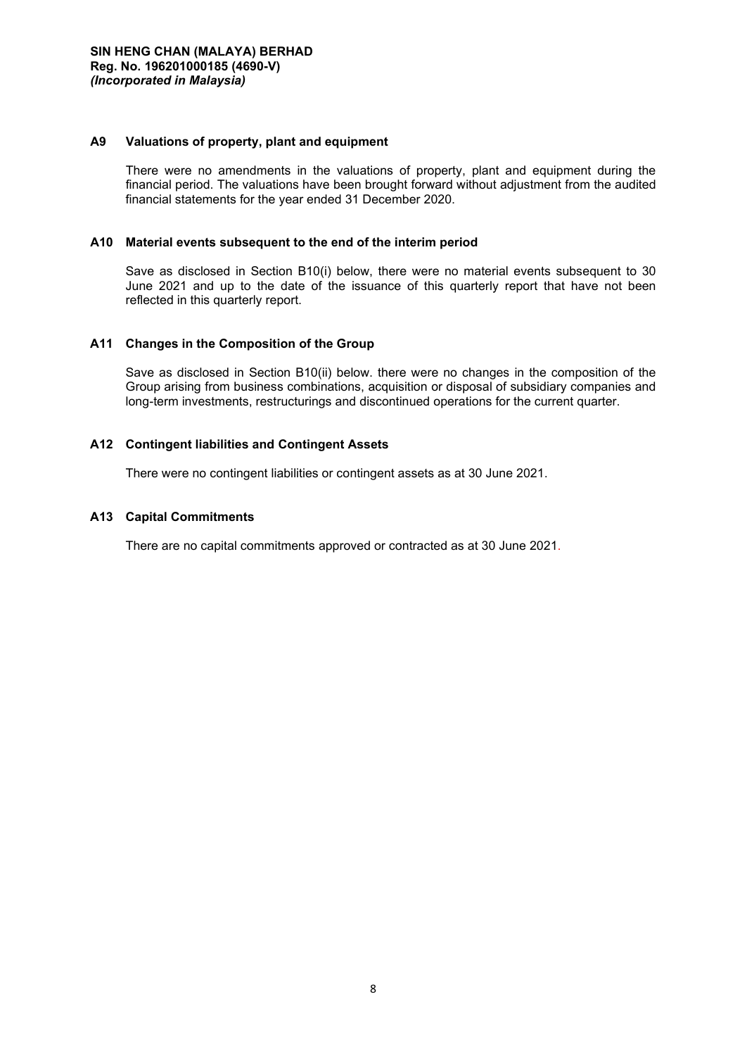### A9 Valuations of property, plant and equipment

There were no amendments in the valuations of property, plant and equipment during the financial period. The valuations have been brought forward without adjustment from the audited financial statements for the year ended 31 December 2020.

### A10 Material events subsequent to the end of the interim period

Save as disclosed in Section B10(i) below, there were no material events subsequent to 30 June 2021 and up to the date of the issuance of this quarterly report that have not been reflected in this quarterly report.

### A11 Changes in the Composition of the Group

Save as disclosed in Section B10(ii) below. there were no changes in the composition of the Group arising from business combinations, acquisition or disposal of subsidiary companies and long-term investments, restructurings and discontinued operations for the current quarter.

### A12 Contingent liabilities and Contingent Assets

There were no contingent liabilities or contingent assets as at 30 June 2021.

### A13 Capital Commitments

There are no capital commitments approved or contracted as at 30 June 2021.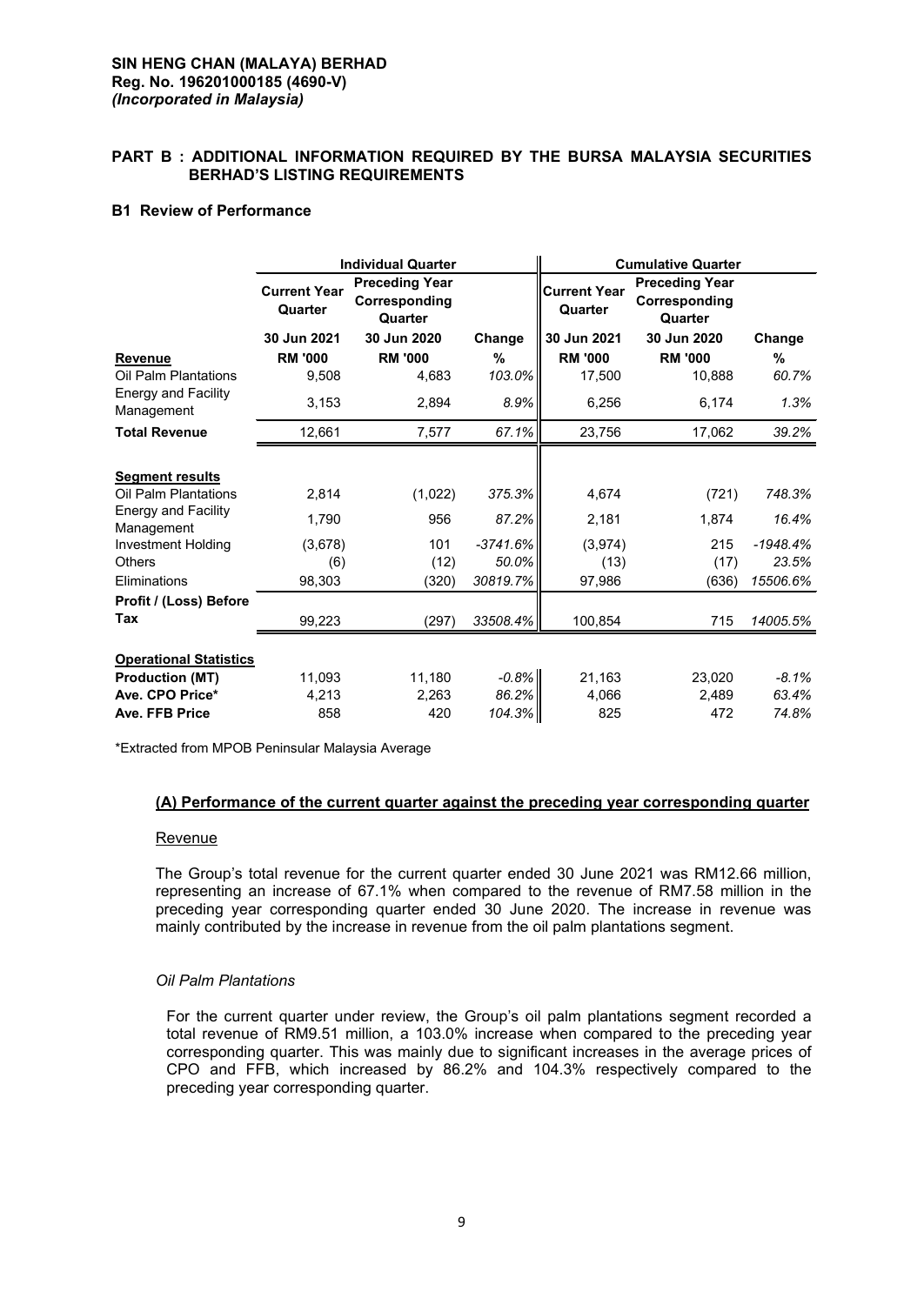**SIN HENG CHAN (MALAYA) BERHAD**
**Reg. No. 196201000185 (4690-V)**
***(Incorporated in Malaysia)***

## PART B : ADDITIONAL INFORMATION REQUIRED BY THE BURSA MALAYSIA SECURITIES BERHAD'S LISTING REQUIREMENTS

### B1 Review of Performance

| | Individual Quarter | | | Cumulative Quarter | | |
|---|---|---|---|---|---|---|
| | Current Year Quarter | Preceding Year Corresponding Quarter | | Current Year Quarter | Preceding Year Corresponding Quarter | |
| | 30 Jun 2021 | 30 Jun 2020 | Change | 30 Jun 2021 | 30 Jun 2020 | Change |
| **Revenue** | **RM '000** | **RM '000** | **%** | **RM '000** | **RM '000** | **%** |
| Oil Palm Plantations | 9,508 | 4,683 | *103.0%* | 17,500 | 10,888 | *60.7%* |
| Energy and Facility Management | 3,153 | 2,894 | *8.9%* | 6,256 | 6,174 | *1.3%* |
| **Total Revenue** | 12,661 | 7,577 | *67.1%* | 23,756 | 17,062 | *39.2%* |
| | | | | | | |
| **Segment results** | | | | | | |
| Oil Palm Plantations | 2,814 | (1,022) | *375.3%* | 4,674 | (721) | *748.3%* |
| Energy and Facility Management | 1,790 | 956 | *87.2%* | 2,181 | 1,874 | *16.4%* |
| Investment Holding | (3,678) | 101 | *-3741.6%* | (3,974) | 215 | *-1948.4%* |
| Others | (6) | (12) | *50.0%* | (13) | (17) | *23.5%* |
| Eliminations | 98,303 | (320) | *30819.7%* | 97,986 | (636) | *15506.6%* |
| **Profit / (Loss) Before Tax** | 99,223 | (297) | *33508.4%* | 100,854 | 715 | *14005.5%* |
| | | | | | | |
| **Operational Statistics** | | | | | | |
| **Production (MT)** | 11,093 | 11,180 | *-0.8%* | 21,163 | 23,020 | *-8.1%* |
| **Ave. CPO Price*** | 4,213 | 2,263 | *86.2%* | 4,066 | 2,489 | *63.4%* |
| **Ave. FFB Price** | 858 | 420 | *104.3%* | 825 | 472 | *74.8%* |

*Extracted from MPOB Peninsular Malaysia Average

#### (A) Performance of the current quarter against the preceding year corresponding quarter

Revenue

The Group's total revenue for the current quarter ended 30 June 2021 was RM12.66 million, representing an increase of 67.1% when compared to the revenue of RM7.58 million in the preceding year corresponding quarter ended 30 June 2020. The increase in revenue was mainly contributed by the increase in revenue from the oil palm plantations segment.

*Oil Palm Plantations*

For the current quarter under review, the Group's oil palm plantations segment recorded a total revenue of RM9.51 million, a 103.0% increase when compared to the preceding year corresponding quarter. This was mainly due to significant increases in the average prices of CPO and FFB, which increased by 86.2% and 104.3% respectively compared to the preceding year corresponding quarter.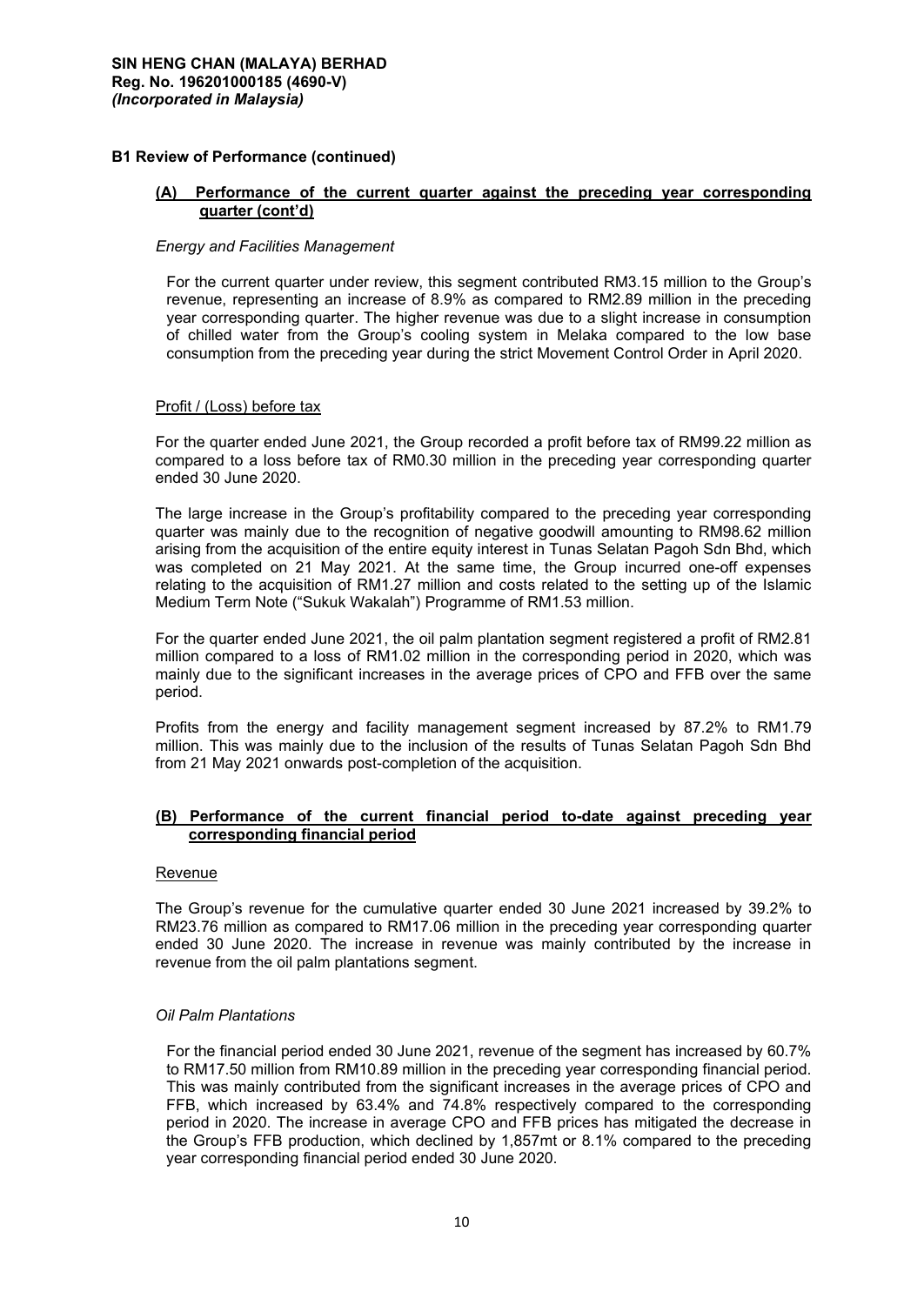## B1 Review of Performance (continued)

### (A) Performance of the current quarter against the preceding year corresponding quarter (cont'd)

*Energy and Facilities Management*

For the current quarter under review, this segment contributed RM3.15 million to the Group's revenue, representing an increase of 8.9% as compared to RM2.89 million in the preceding year corresponding quarter. The higher revenue was due to a slight increase in consumption of chilled water from the Group's cooling system in Melaka compared to the low base consumption from the preceding year during the strict Movement Control Order in April 2020.

Profit / (Loss) before tax

For the quarter ended June 2021, the Group recorded a profit before tax of RM99.22 million as compared to a loss before tax of RM0.30 million in the preceding year corresponding quarter ended 30 June 2020.

The large increase in the Group's profitability compared to the preceding year corresponding quarter was mainly due to the recognition of negative goodwill amounting to RM98.62 million arising from the acquisition of the entire equity interest in Tunas Selatan Pagoh Sdn Bhd, which was completed on 21 May 2021. At the same time, the Group incurred one-off expenses relating to the acquisition of RM1.27 million and costs related to the setting up of the Islamic Medium Term Note ("Sukuk Wakalah") Programme of RM1.53 million.

For the quarter ended June 2021, the oil palm plantation segment registered a profit of RM2.81 million compared to a loss of RM1.02 million in the corresponding period in 2020, which was mainly due to the significant increases in the average prices of CPO and FFB over the same period.

Profits from the energy and facility management segment increased by 87.2% to RM1.79 million. This was mainly due to the inclusion of the results of Tunas Selatan Pagoh Sdn Bhd from 21 May 2021 onwards post-completion of the acquisition.

### (B) Performance of the current financial period to-date against preceding year corresponding financial period

Revenue

The Group's revenue for the cumulative quarter ended 30 June 2021 increased by 39.2% to RM23.76 million as compared to RM17.06 million in the preceding year corresponding quarter ended 30 June 2020. The increase in revenue was mainly contributed by the increase in revenue from the oil palm plantations segment.

*Oil Palm Plantations*

For the financial period ended 30 June 2021, revenue of the segment has increased by 60.7% to RM17.50 million from RM10.89 million in the preceding year corresponding financial period. This was mainly contributed from the significant increases in the average prices of CPO and FFB, which increased by 63.4% and 74.8% respectively compared to the corresponding period in 2020. The increase in average CPO and FFB prices has mitigated the decrease in the Group's FFB production, which declined by 1,857mt or 8.1% compared to the preceding year corresponding financial period ended 30 June 2020.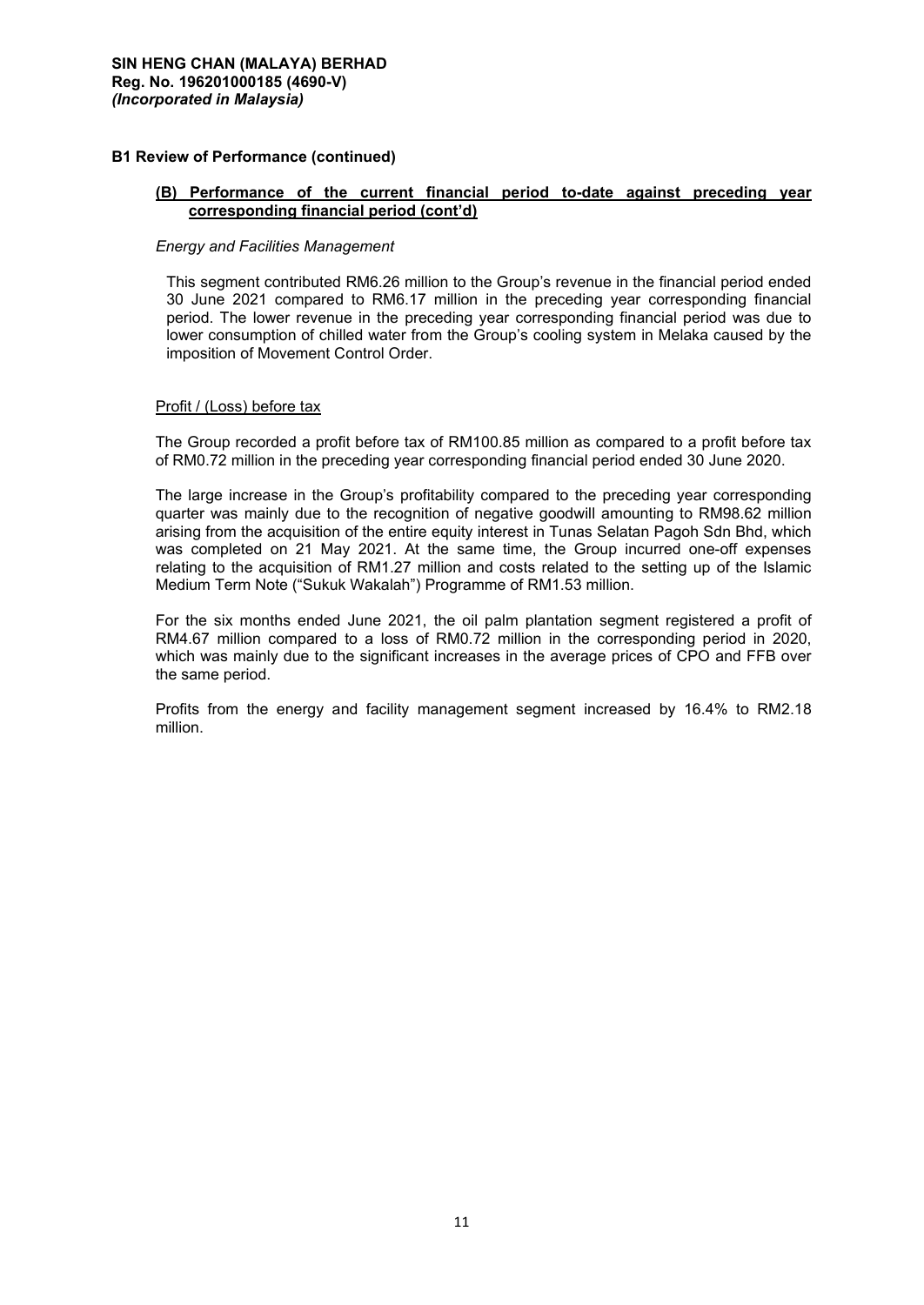**SIN HENG CHAN (MALAYA) BERHAD**
**Reg. No. 196201000185 (4690-V)**
***(Incorporated in Malaysia)***

## B1 Review of Performance (continued)

### (B) Performance of the current financial period to-date against preceding year corresponding financial period (cont'd)

*Energy and Facilities Management*

This segment contributed RM6.26 million to the Group's revenue in the financial period ended 30 June 2021 compared to RM6.17 million in the preceding year corresponding financial period. The lower revenue in the preceding year corresponding financial period was due to lower consumption of chilled water from the Group's cooling system in Melaka caused by the imposition of Movement Control Order.

Profit / (Loss) before tax

The Group recorded a profit before tax of RM100.85 million as compared to a profit before tax of RM0.72 million in the preceding year corresponding financial period ended 30 June 2020.

The large increase in the Group's profitability compared to the preceding year corresponding quarter was mainly due to the recognition of negative goodwill amounting to RM98.62 million arising from the acquisition of the entire equity interest in Tunas Selatan Pagoh Sdn Bhd, which was completed on 21 May 2021. At the same time, the Group incurred one-off expenses relating to the acquisition of RM1.27 million and costs related to the setting up of the Islamic Medium Term Note ("Sukuk Wakalah") Programme of RM1.53 million.

For the six months ended June 2021, the oil palm plantation segment registered a profit of RM4.67 million compared to a loss of RM0.72 million in the corresponding period in 2020, which was mainly due to the significant increases in the average prices of CPO and FFB over the same period.

Profits from the energy and facility management segment increased by 16.4% to RM2.18 million.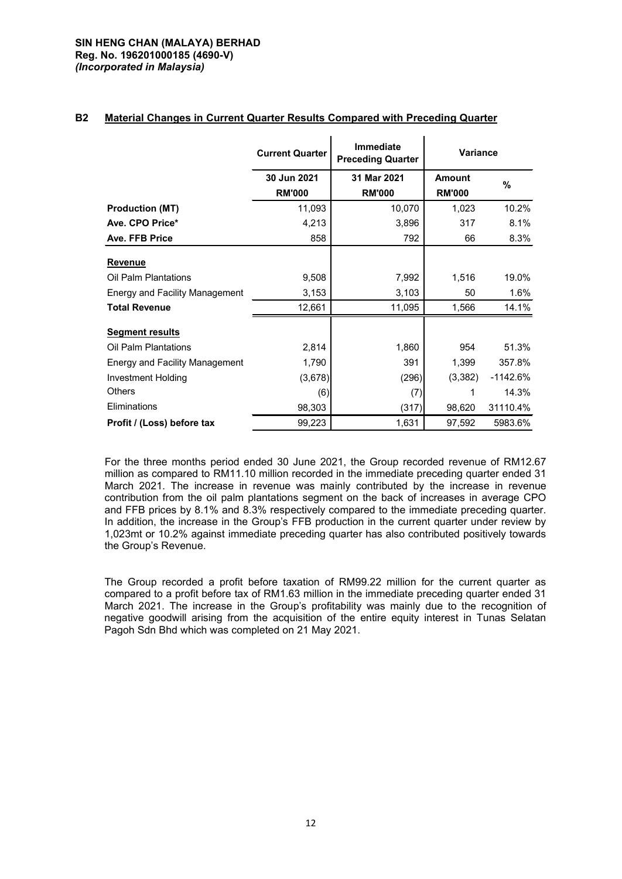**SIN HENG CHAN (MALAYA) BERHAD**
**Reg. No. 196201000185 (4690-V)**
***(Incorporated in Malaysia)***

## B2 Material Changes in Current Quarter Results Compared with Preceding Quarter

| | Current Quarter | Immediate Preceding Quarter | Variance | |
|---|---|---|---|---|
| | 30 Jun 2021 | 31 Mar 2021 | Amount | % |
| | RM'000 | RM'000 | RM'000 | |
| **Production (MT)** | 11,093 | 10,070 | 1,023 | 10.2% |
| **Ave. CPO Price*** | 4,213 | 3,896 | 317 | 8.1% |
| **Ave. FFB Price** | 858 | 792 | 66 | 8.3% |
| **Revenue** | | | | |
| Oil Palm Plantations | 9,508 | 7,992 | 1,516 | 19.0% |
| Energy and Facility Management | 3,153 | 3,103 | 50 | 1.6% |
| **Total Revenue** | 12,661 | 11,095 | 1,566 | 14.1% |
| **Segment results** | | | | |
| Oil Palm Plantations | 2,814 | 1,860 | 954 | 51.3% |
| Energy and Facility Management | 1,790 | 391 | 1,399 | 357.8% |
| Investment Holding | (3,678) | (296) | (3,382) | -1142.6% |
| Others | (6) | (7) | 1 | 14.3% |
| Eliminations | 98,303 | (317) | 98,620 | 31110.4% |
| **Profit / (Loss) before tax** | 99,223 | 1,631 | 97,592 | 5983.6% |

For the three months period ended 30 June 2021, the Group recorded revenue of RM12.67 million as compared to RM11.10 million recorded in the immediate preceding quarter ended 31 March 2021. The increase in revenue was mainly contributed by the increase in revenue contribution from the oil palm plantations segment on the back of increases in average CPO and FFB prices by 8.1% and 8.3% respectively compared to the immediate preceding quarter. In addition, the increase in the Group's FFB production in the current quarter under review by 1,023mt or 10.2% against immediate preceding quarter has also contributed positively towards the Group's Revenue.

The Group recorded a profit before taxation of RM99.22 million for the current quarter as compared to a profit before tax of RM1.63 million in the immediate preceding quarter ended 31 March 2021. The increase in the Group's profitability was mainly due to the recognition of negative goodwill arising from the acquisition of the entire equity interest in Tunas Selatan Pagoh Sdn Bhd which was completed on 21 May 2021.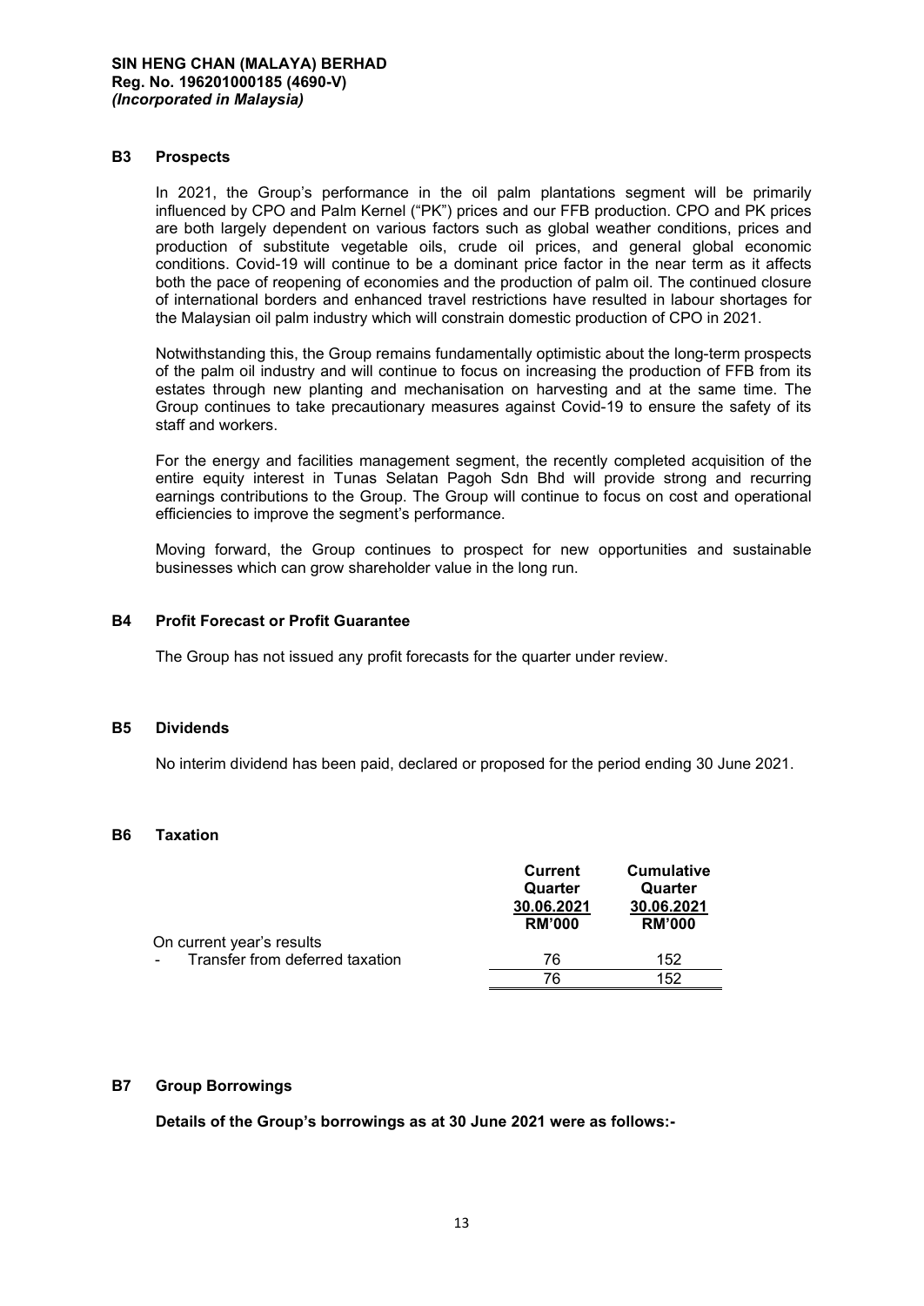**SIN HENG CHAN (MALAYA) BERHAD**
**Reg. No. 196201000185 (4690-V)**
***(Incorporated in Malaysia)***

## B3 Prospects

In 2021, the Group's performance in the oil palm plantations segment will be primarily influenced by CPO and Palm Kernel ("PK") prices and our FFB production. CPO and PK prices are both largely dependent on various factors such as global weather conditions, prices and production of substitute vegetable oils, crude oil prices, and general global economic conditions. Covid-19 will continue to be a dominant price factor in the near term as it affects both the pace of reopening of economies and the production of palm oil. The continued closure of international borders and enhanced travel restrictions have resulted in labour shortages for the Malaysian oil palm industry which will constrain domestic production of CPO in 2021.

Notwithstanding this, the Group remains fundamentally optimistic about the long-term prospects of the palm oil industry and will continue to focus on increasing the production of FFB from its estates through new planting and mechanisation on harvesting and at the same time. The Group continues to take precautionary measures against Covid-19 to ensure the safety of its staff and workers.

For the energy and facilities management segment, the recently completed acquisition of the entire equity interest in Tunas Selatan Pagoh Sdn Bhd will provide strong and recurring earnings contributions to the Group. The Group will continue to focus on cost and operational efficiencies to improve the segment's performance.

Moving forward, the Group continues to prospect for new opportunities and sustainable businesses which can grow shareholder value in the long run.

## B4 Profit Forecast or Profit Guarantee

The Group has not issued any profit forecasts for the quarter under review.

## B5 Dividends

No interim dividend has been paid, declared or proposed for the period ending 30 June 2021.

## B6 Taxation

| | Current Quarter 30.06.2021 RM'000 | Cumulative Quarter 30.06.2021 RM'000 |
|---|---|---|
| On current year's results | | |
| - Transfer from deferred taxation | 76 | 152 |
| | 76 | 152 |

## B7 Group Borrowings

**Details of the Group's borrowings as at 30 June 2021 were as follows:-**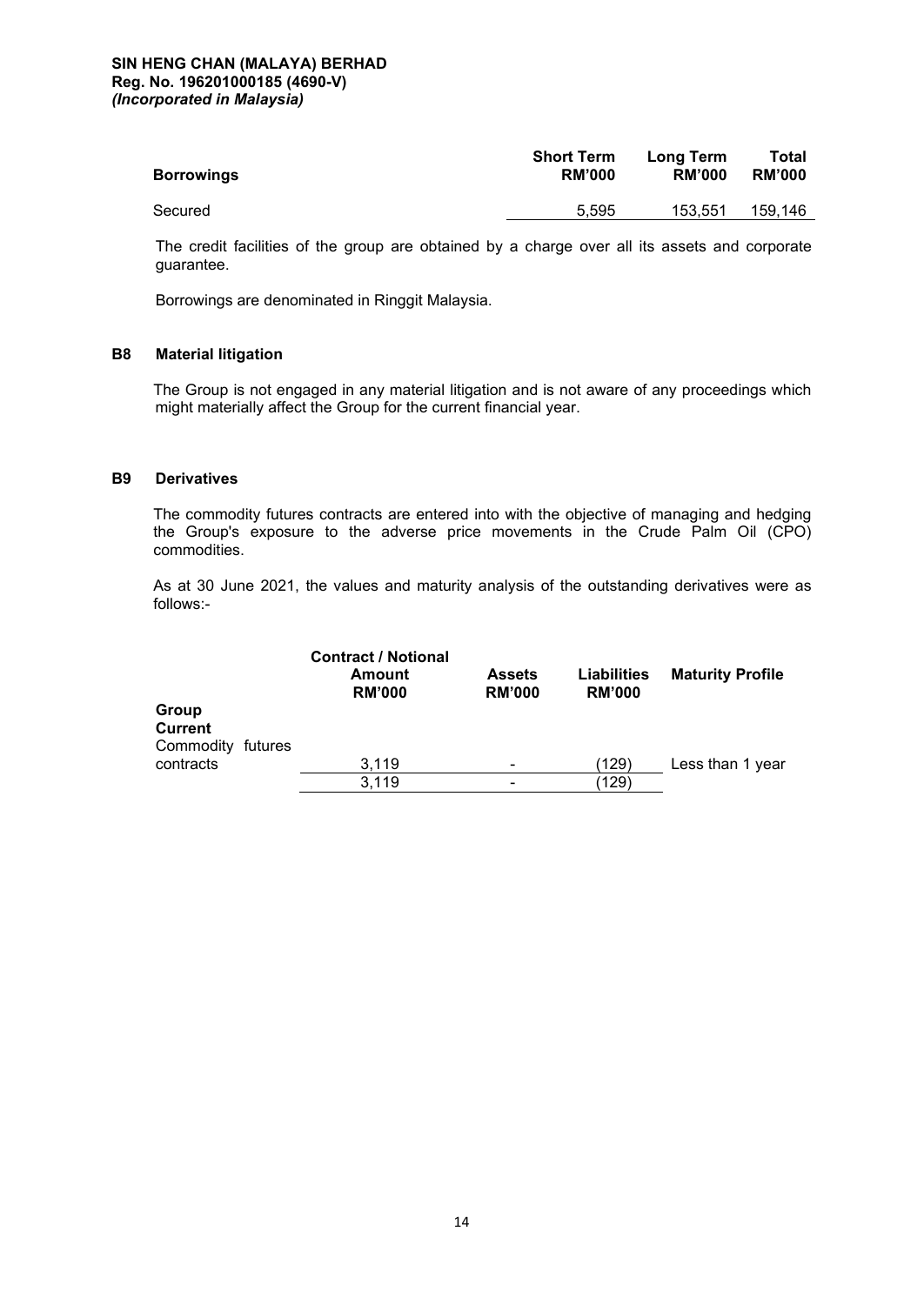| Borrowings | Short Term RM'000 | Long Term RM'000 | Total RM'000 |
|---|---|---|---|
| Secured | 5,595 | 153,551 | 159,146 |

The credit facilities of the group are obtained by a charge over all its assets and corporate guarantee.

Borrowings are denominated in Ringgit Malaysia.

## B8 Material litigation

The Group is not engaged in any material litigation and is not aware of any proceedings which might materially affect the Group for the current financial year.

## B9 Derivatives

The commodity futures contracts are entered into with the objective of managing and hedging the Group's exposure to the adverse price movements in the Crude Palm Oil (CPO) commodities.

As at 30 June 2021, the values and maturity analysis of the outstanding derivatives were as follows:-

| | Contract / Notional Amount RM'000 | Assets RM'000 | Liabilities RM'000 | Maturity Profile |
|---|---|---|---|---|
| **Group** | | | | |
| **Current** | | | | |
| Commodity futures contracts | 3,119 | - | (129) | Less than 1 year |
| | 3,119 | - | (129) | |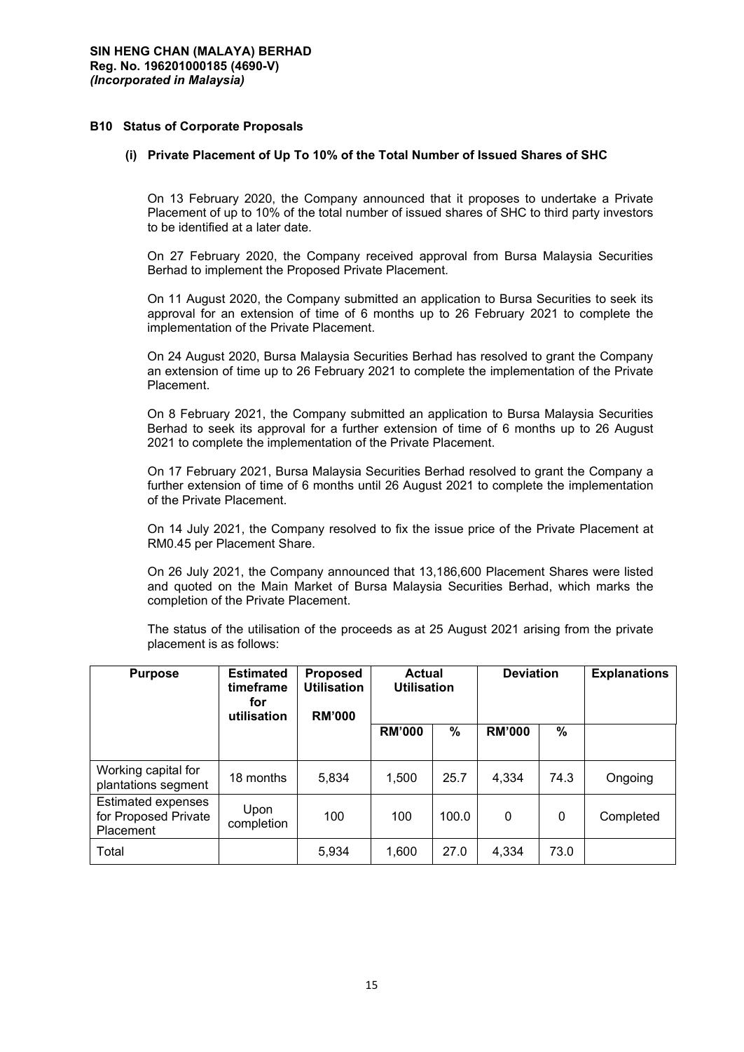**SIN HENG CHAN (MALAYA) BERHAD**
**Reg. No. 196201000185 (4690-V)**
***(Incorporated in Malaysia)***

## B10 Status of Corporate Proposals

### (i) Private Placement of Up To 10% of the Total Number of Issued Shares of SHC

On 13 February 2020, the Company announced that it proposes to undertake a Private Placement of up to 10% of the total number of issued shares of SHC to third party investors to be identified at a later date.

On 27 February 2020, the Company received approval from Bursa Malaysia Securities Berhad to implement the Proposed Private Placement.

On 11 August 2020, the Company submitted an application to Bursa Securities to seek its approval for an extension of time of 6 months up to 26 February 2021 to complete the implementation of the Private Placement.

On 24 August 2020, Bursa Malaysia Securities Berhad has resolved to grant the Company an extension of time up to 26 February 2021 to complete the implementation of the Private Placement.

On 8 February 2021, the Company submitted an application to Bursa Malaysia Securities Berhad to seek its approval for a further extension of time of 6 months up to 26 August 2021 to complete the implementation of the Private Placement.

On 17 February 2021, Bursa Malaysia Securities Berhad resolved to grant the Company a further extension of time of 6 months until 26 August 2021 to complete the implementation of the Private Placement.

On 14 July 2021, the Company resolved to fix the issue price of the Private Placement at RM0.45 per Placement Share.

On 26 July 2021, the Company announced that 13,186,600 Placement Shares were listed and quoted on the Main Market of Bursa Malaysia Securities Berhad, which marks the completion of the Private Placement.

The status of the utilisation of the proceeds as at 25 August 2021 arising from the private placement is as follows:

| Purpose | Estimated timeframe for utilisation | Proposed Utilisation RM'000 | Actual Utilisation | | Deviation | | Explanations |
|---|---|---|---|---|---|---|---|
| | | | RM'000 | % | RM'000 | % | |
| Working capital for plantations segment | 18 months | 5,834 | 1,500 | 25.7 | 4,334 | 74.3 | Ongoing |
| Estimated expenses for Proposed Private Placement | Upon completion | 100 | 100 | 100.0 | 0 | 0 | Completed |
| Total | | 5,934 | 1,600 | 27.0 | 4,334 | 73.0 | |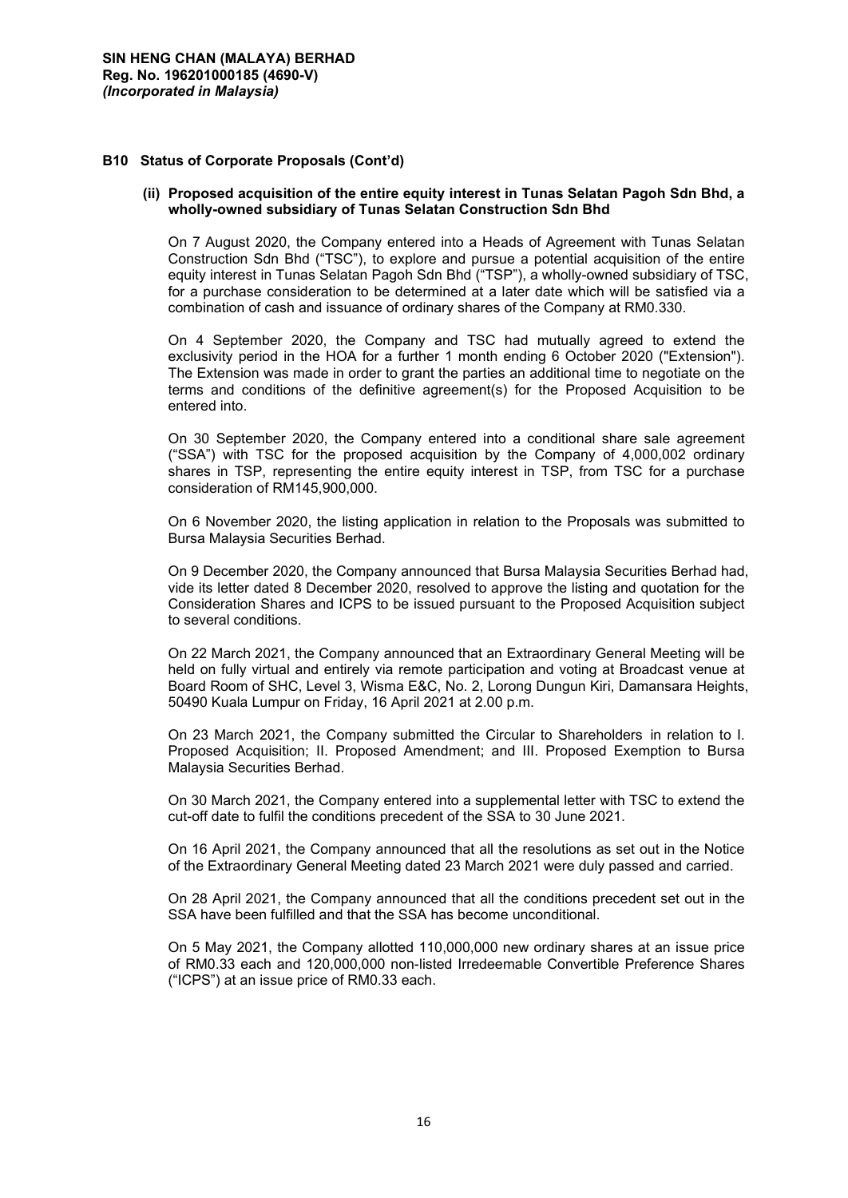## B10 Status of Corporate Proposals (Cont'd)

### (ii) Proposed acquisition of the entire equity interest in Tunas Selatan Pagoh Sdn Bhd, a wholly-owned subsidiary of Tunas Selatan Construction Sdn Bhd

On 7 August 2020, the Company entered into a Heads of Agreement with Tunas Selatan Construction Sdn Bhd ("TSC"), to explore and pursue a potential acquisition of the entire equity interest in Tunas Selatan Pagoh Sdn Bhd ("TSP"), a wholly-owned subsidiary of TSC, for a purchase consideration to be determined at a later date which will be satisfied via a combination of cash and issuance of ordinary shares of the Company at RM0.330.

On 4 September 2020, the Company and TSC had mutually agreed to extend the exclusivity period in the HOA for a further 1 month ending 6 October 2020 ("Extension"). The Extension was made in order to grant the parties an additional time to negotiate on the terms and conditions of the definitive agreement(s) for the Proposed Acquisition to be entered into.

On 30 September 2020, the Company entered into a conditional share sale agreement ("SSA") with TSC for the proposed acquisition by the Company of 4,000,002 ordinary shares in TSP, representing the entire equity interest in TSP, from TSC for a purchase consideration of RM145,900,000.

On 6 November 2020, the listing application in relation to the Proposals was submitted to Bursa Malaysia Securities Berhad.

On 9 December 2020, the Company announced that Bursa Malaysia Securities Berhad had, vide its letter dated 8 December 2020, resolved to approve the listing and quotation for the Consideration Shares and ICPS to be issued pursuant to the Proposed Acquisition subject to several conditions.

On 22 March 2021, the Company announced that an Extraordinary General Meeting will be held on fully virtual and entirely via remote participation and voting at Broadcast venue at Board Room of SHC, Level 3, Wisma E&C, No. 2, Lorong Dungun Kiri, Damansara Heights, 50490 Kuala Lumpur on Friday, 16 April 2021 at 2.00 p.m.

On 23 March 2021, the Company submitted the Circular to Shareholders in relation to I. Proposed Acquisition; II. Proposed Amendment; and III. Proposed Exemption to Bursa Malaysia Securities Berhad.

On 30 March 2021, the Company entered into a supplemental letter with TSC to extend the cut-off date to fulfil the conditions precedent of the SSA to 30 June 2021.

On 16 April 2021, the Company announced that all the resolutions as set out in the Notice of the Extraordinary General Meeting dated 23 March 2021 were duly passed and carried.

On 28 April 2021, the Company announced that all the conditions precedent set out in the SSA have been fulfilled and that the SSA has become unconditional.

On 5 May 2021, the Company allotted 110,000,000 new ordinary shares at an issue price of RM0.33 each and 120,000,000 non-listed Irredeemable Convertible Preference Shares ("ICPS") at an issue price of RM0.33 each.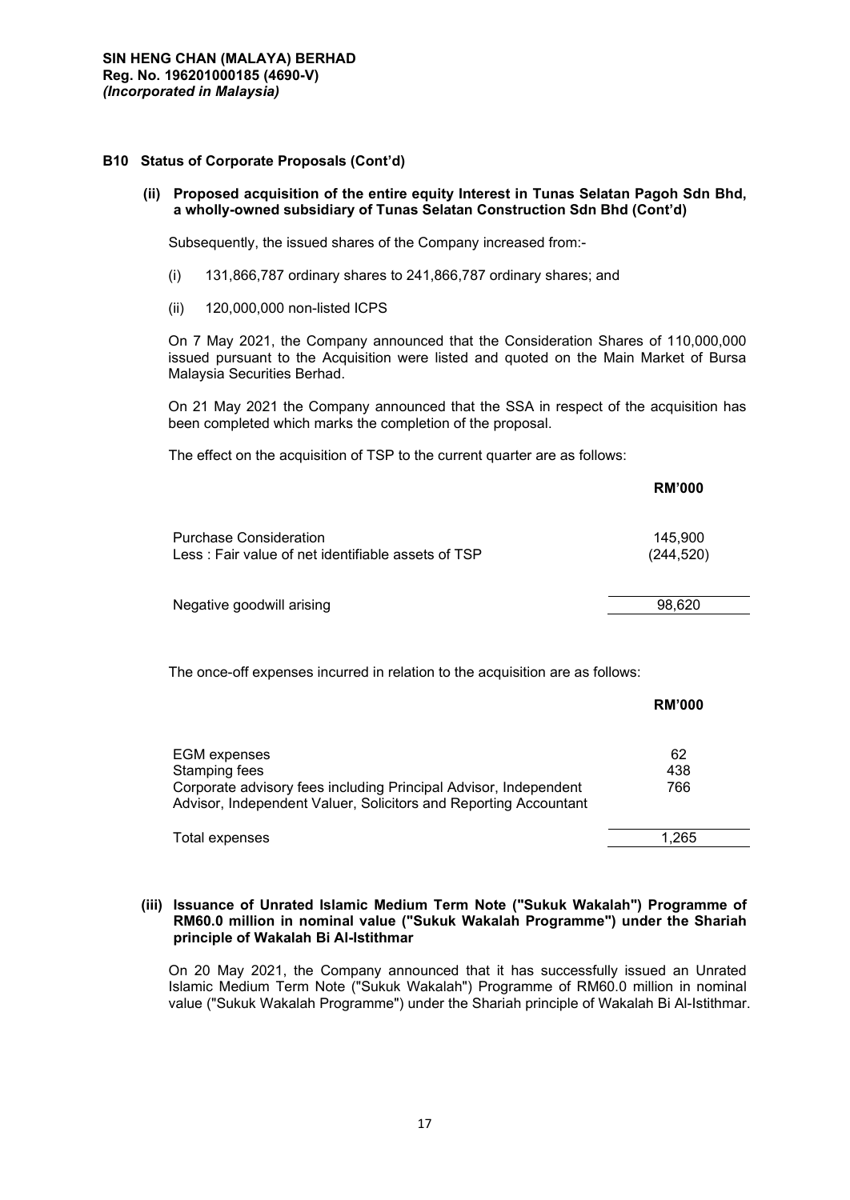**SIN HENG CHAN (MALAYA) BERHAD**
**Reg. No. 196201000185 (4690-V)**
***(Incorporated in Malaysia)***

## B10 Status of Corporate Proposals (Cont'd)

### (ii) Proposed acquisition of the entire equity Interest in Tunas Selatan Pagoh Sdn Bhd, a wholly-owned subsidiary of Tunas Selatan Construction Sdn Bhd (Cont'd)

Subsequently, the issued shares of the Company increased from:-

(i) 131,866,787 ordinary shares to 241,866,787 ordinary shares; and

(ii) 120,000,000 non-listed ICPS

On 7 May 2021, the Company announced that the Consideration Shares of 110,000,000 issued pursuant to the Acquisition were listed and quoted on the Main Market of Bursa Malaysia Securities Berhad.

On 21 May 2021 the Company announced that the SSA in respect of the acquisition has been completed which marks the completion of the proposal.

The effect on the acquisition of TSP to the current quarter are as follows:

| | RM'000 |
|---|---|
| Purchase Consideration | 145,900 |
| Less : Fair value of net identifiable assets of TSP | (244,520) |
| Negative goodwill arising | 98,620 |

The once-off expenses incurred in relation to the acquisition are as follows:

| | RM'000 |
|---|---|
| EGM expenses | 62 |
| Stamping fees | 438 |
| Corporate advisory fees including Principal Advisor, Independent Advisor, Independent Valuer, Solicitors and Reporting Accountant | 766 |
| Total expenses | 1,265 |

### (iii) Issuance of Unrated Islamic Medium Term Note ("Sukuk Wakalah") Programme of RM60.0 million in nominal value ("Sukuk Wakalah Programme") under the Shariah principle of Wakalah Bi Al-Istithmar

On 20 May 2021, the Company announced that it has successfully issued an Unrated Islamic Medium Term Note ("Sukuk Wakalah") Programme of RM60.0 million in nominal value ("Sukuk Wakalah Programme") under the Shariah principle of Wakalah Bi Al-Istithmar.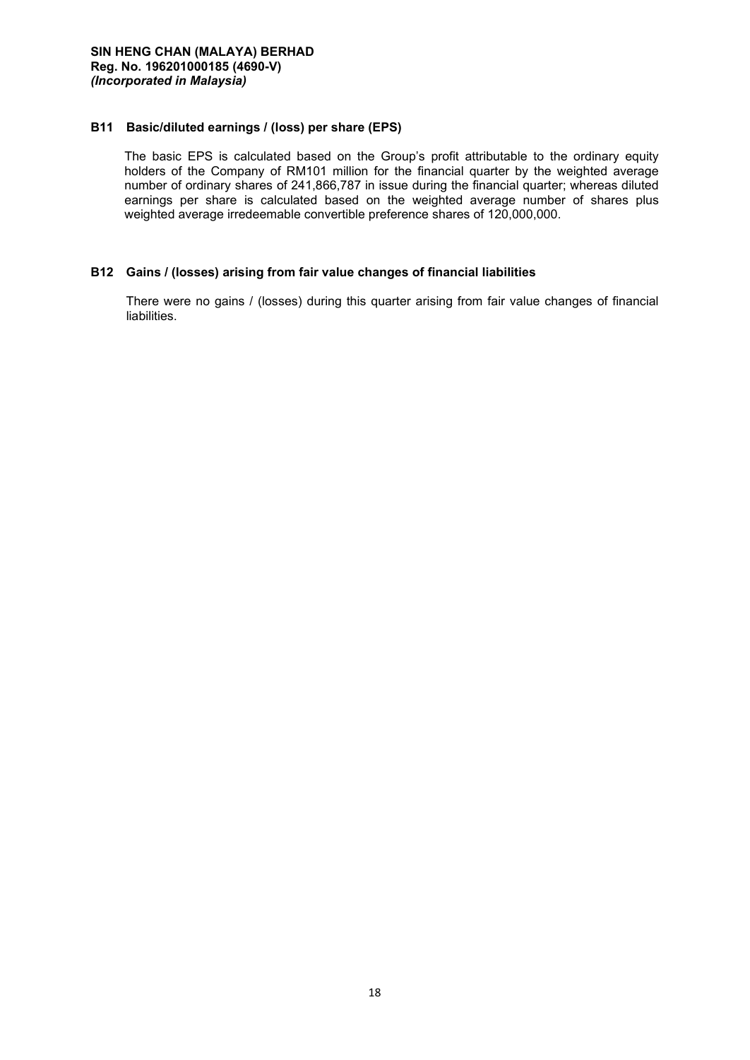**SIN HENG CHAN (MALAYA) BERHAD**
**Reg. No. 196201000185 (4690-V)**
***(Incorporated in Malaysia)***

### B11 Basic/diluted earnings / (loss) per share (EPS)

The basic EPS is calculated based on the Group's profit attributable to the ordinary equity holders of the Company of RM101 million for the financial quarter by the weighted average number of ordinary shares of 241,866,787 in issue during the financial quarter; whereas diluted earnings per share is calculated based on the weighted average number of shares plus weighted average irredeemable convertible preference shares of 120,000,000.

### B12 Gains / (losses) arising from fair value changes of financial liabilities

There were no gains / (losses) during this quarter arising from fair value changes of financial liabilities.